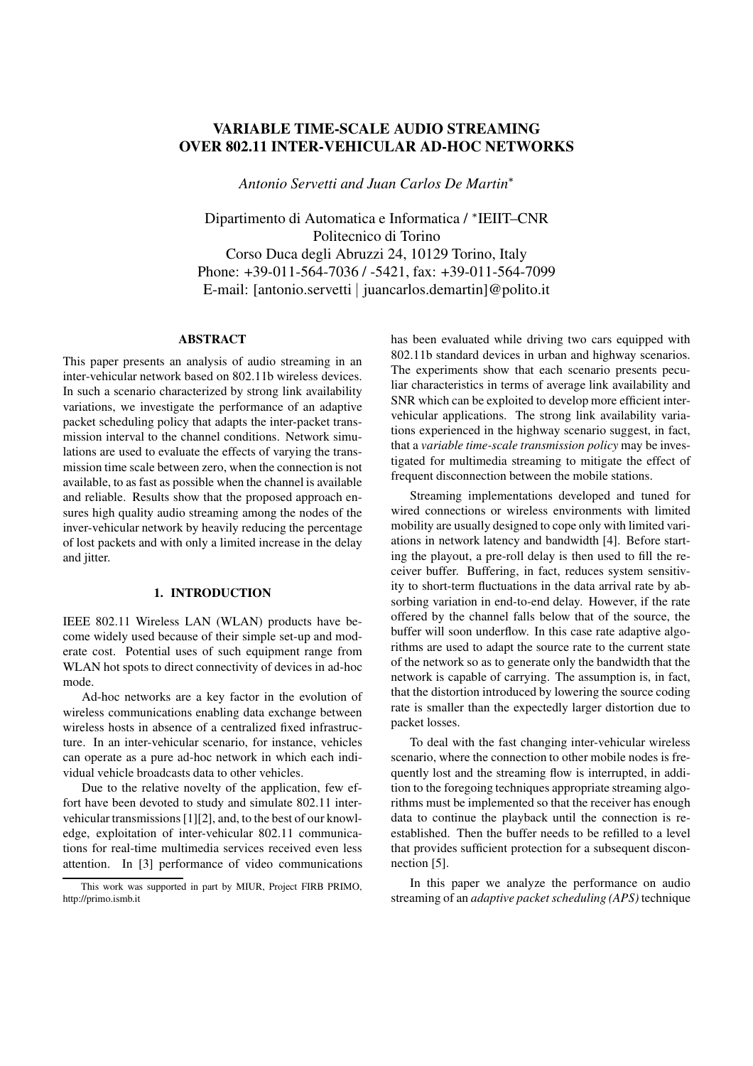# VARIABLE TIME-SCALE AUDIO STREAMING OVER 802.11 INTER-VEHICULAR AD-HOC NETWORKS

*Antonio Servetti and Juan Carlos De Martin*[*]

Dipartimento di Automatica e Informatica / [*]IEIIT–CNR
Politecnico di Torino
Corso Duca degli Abruzzi 24, 10129 Torino, Italy
Phone: +39-011-564-7036 / -5421, fax: +39-011-564-7099
E-mail: [antonio.servetti | juancarlos.demartin]@polito.it

## ABSTRACT

This paper presents an analysis of audio streaming in an inter-vehicular network based on 802.11b wireless devices. In such a scenario characterized by strong link availability variations, we investigate the performance of an adaptive packet scheduling policy that adapts the inter-packet transmission interval to the channel conditions. Network simulations are used to evaluate the effects of varying the transmission time scale between zero, when the connection is not available, to as fast as possible when the channel is available and reliable. Results show that the proposed approach ensures high quality audio streaming among the nodes of the inver-vehicular network by heavily reducing the percentage of lost packets and with only a limited increase in the delay and jitter.

## 1. INTRODUCTION

IEEE 802.11 Wireless LAN (WLAN) products have become widely used because of their simple set-up and moderate cost. Potential uses of such equipment range from WLAN hot spots to direct connectivity of devices in ad-hoc mode.

Ad-hoc networks are a key factor in the evolution of wireless communications enabling data exchange between wireless hosts in absence of a centralized fixed infrastructure. In an inter-vehicular scenario, for instance, vehicles can operate as a pure ad-hoc network in which each individual vehicle broadcasts data to other vehicles.

Due to the relative novelty of the application, few effort have been devoted to study and simulate 802.11 inter-vehicular transmissions [1][2], and, to the best of our knowledge, exploitation of inter-vehicular 802.11 communications for real-time multimedia services received even less attention. In [3] performance of video communications has been evaluated while driving two cars equipped with 802.11b standard devices in urban and highway scenarios. The experiments show that each scenario presents peculiar characteristics in terms of average link availability and SNR which can be exploited to develop more efficient inter-vehicular applications. The strong link availability variations experienced in the highway scenario suggest, in fact, that a *variable time-scale transmission policy* may be investigated for multimedia streaming to mitigate the effect of frequent disconnection between the mobile stations.

Streaming implementations developed and tuned for wired connections or wireless environments with limited mobility are usually designed to cope only with limited variations in network latency and bandwidth [4]. Before starting the playout, a pre-roll delay is then used to fill the receiver buffer. Buffering, in fact, reduces system sensitivity to short-term fluctuations in the data arrival rate by absorbing variation in end-to-end delay. However, if the rate offered by the channel falls below that of the source, the buffer will soon underflow. In this case rate adaptive algorithms are used to adapt the source rate to the current state of the network so as to generate only the bandwidth that the network is capable of carrying. The assumption is, in fact, that the distortion introduced by lowering the source coding rate is smaller than the expectedly larger distortion due to packet losses.

To deal with the fast changing inter-vehicular wireless scenario, where the connection to other mobile nodes is frequently lost and the streaming flow is interrupted, in addition to the foregoing techniques appropriate streaming algorithms must be implemented so that the receiver has enough data to continue the playback until the connection is re-established. Then the buffer needs to be refilled to a level that provides sufficient protection for a subsequent disconnection [5].

In this paper we analyze the performance on audio streaming of an *adaptive packet scheduling (APS)* technique

This work was supported in part by MIUR, Project FIRB PRIMO, http://primo.ismb.it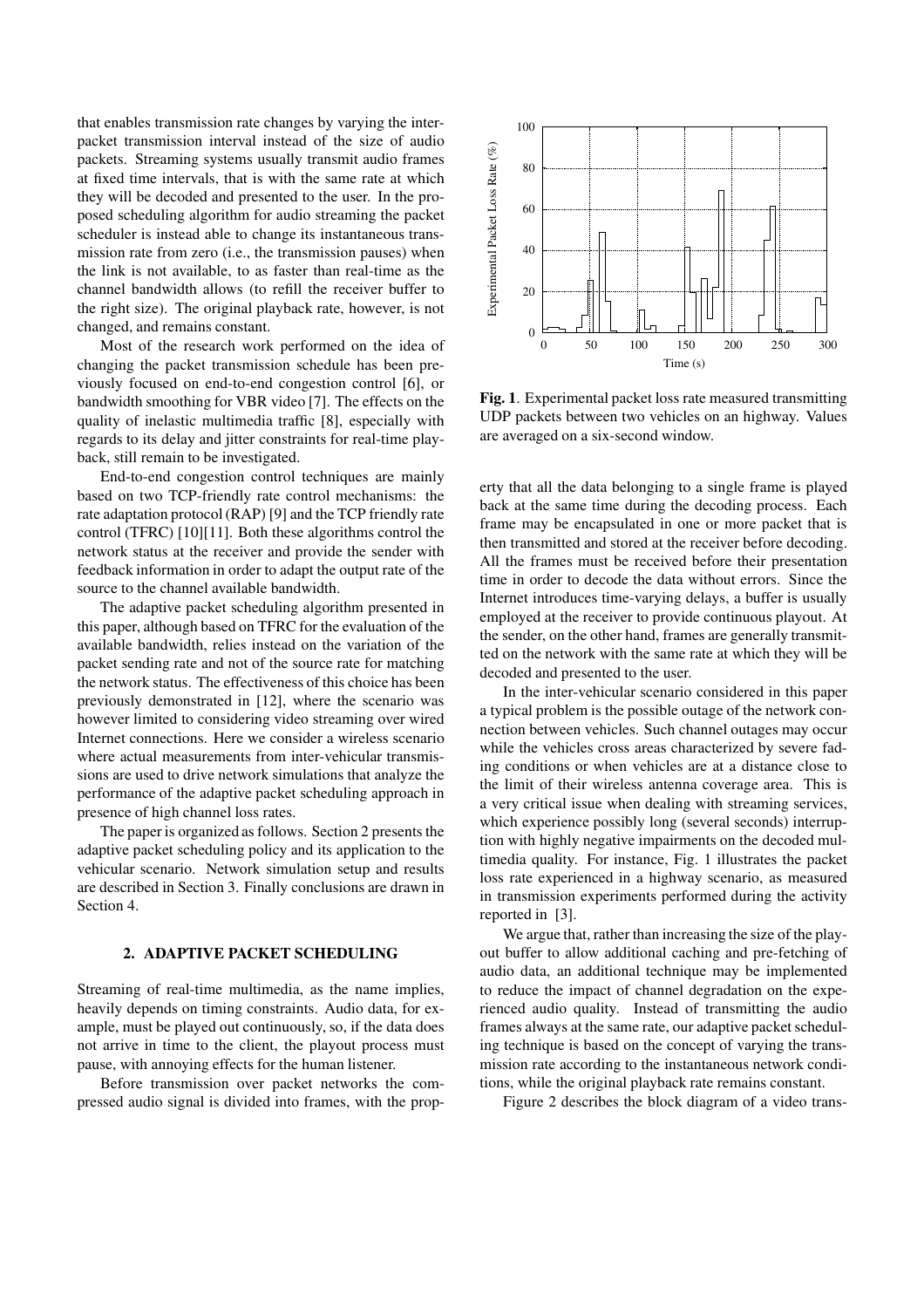that enables transmission rate changes by varying the inter-packet transmission interval instead of the size of audio packets. Streaming systems usually transmit audio frames at fixed time intervals, that is with the same rate at which they will be decoded and presented to the user. In the proposed scheduling algorithm for audio streaming the packet scheduler is instead able to change its instantaneous transmission rate from zero (i.e., the transmission pauses) when the link is not available, to as faster than real-time as the channel bandwidth allows (to refill the receiver buffer to the right size). The original playback rate, however, is not changed, and remains constant.

Most of the research work performed on the idea of changing the packet transmission schedule has been previously focused on end-to-end congestion control [6], or bandwidth smoothing for VBR video [7]. The effects on the quality of inelastic multimedia traffic [8], especially with regards to its delay and jitter constraints for real-time playback, still remain to be investigated.

End-to-end congestion control techniques are mainly based on two TCP-friendly rate control mechanisms: the rate adaptation protocol (RAP) [9] and the TCP friendly rate control (TFRC) [10][11]. Both these algorithms control the network status at the receiver and provide the sender with feedback information in order to adapt the output rate of the source to the channel available bandwidth.

The adaptive packet scheduling algorithm presented in this paper, although based on TFRC for the evaluation of the available bandwidth, relies instead on the variation of the packet sending rate and not of the source rate for matching the network status. The effectiveness of this choice has been previously demonstrated in [12], where the scenario was however limited to considering video streaming over wired Internet connections. Here we consider a wireless scenario where actual measurements from inter-vehicular transmissions are used to drive network simulations that analyze the performance of the adaptive packet scheduling approach in presence of high channel loss rates.

The paper is organized as follows. Section 2 presents the adaptive packet scheduling policy and its application to the vehicular scenario. Network simulation setup and results are described in Section 3. Finally conclusions are drawn in Section 4.

## 2. ADAPTIVE PACKET SCHEDULING

Streaming of real-time multimedia, as the name implies, heavily depends on timing constraints. Audio data, for example, must be played out continuously, so, if the data does not arrive in time to the client, the playout process must pause, with annoying effects for the human listener.

Before transmission over packet networks the compressed audio signal is divided into frames, with the property that all the data belonging to a single frame is played back at the same time during the decoding process. Each frame may be encapsulated in one or more packet that is then transmitted and stored at the receiver before decoding. All the frames must be received before their presentation time in order to decode the data without errors. Since the Internet introduces time-varying delays, a buffer is usually employed at the receiver to provide continuous playout. At the sender, on the other hand, frames are generally transmitted on the network with the same rate at which they will be decoded and presented to the user.

In the inter-vehicular scenario considered in this paper a typical problem is the possible outage of the network connection between vehicles. Such channel outages may occur while the vehicles cross areas characterized by severe fading conditions or when vehicles are at a distance close to the limit of their wireless antenna coverage area. This is a very critical issue when dealing with streaming services, which experience possibly long (several seconds) interruption with highly negative impairments on the decoded multimedia quality. For instance, Fig. 1 illustrates the packet loss rate experienced in a highway scenario, as measured in transmission experiments performed during the activity reported in [3].

**Fig. 1**. Experimental packet loss rate measured transmitting UDP packets between two vehicles on an highway. Values are averaged on a six-second window.

We argue that, rather than increasing the size of the playout buffer to allow additional caching and pre-fetching of audio data, an additional technique may be implemented to reduce the impact of channel degradation on the experienced audio quality. Instead of transmitting the audio frames always at the same rate, our adaptive packet scheduling technique is based on the concept of varying the transmission rate according to the instantaneous network conditions, while the original playback rate remains constant.

Figure 2 describes the block diagram of a video trans-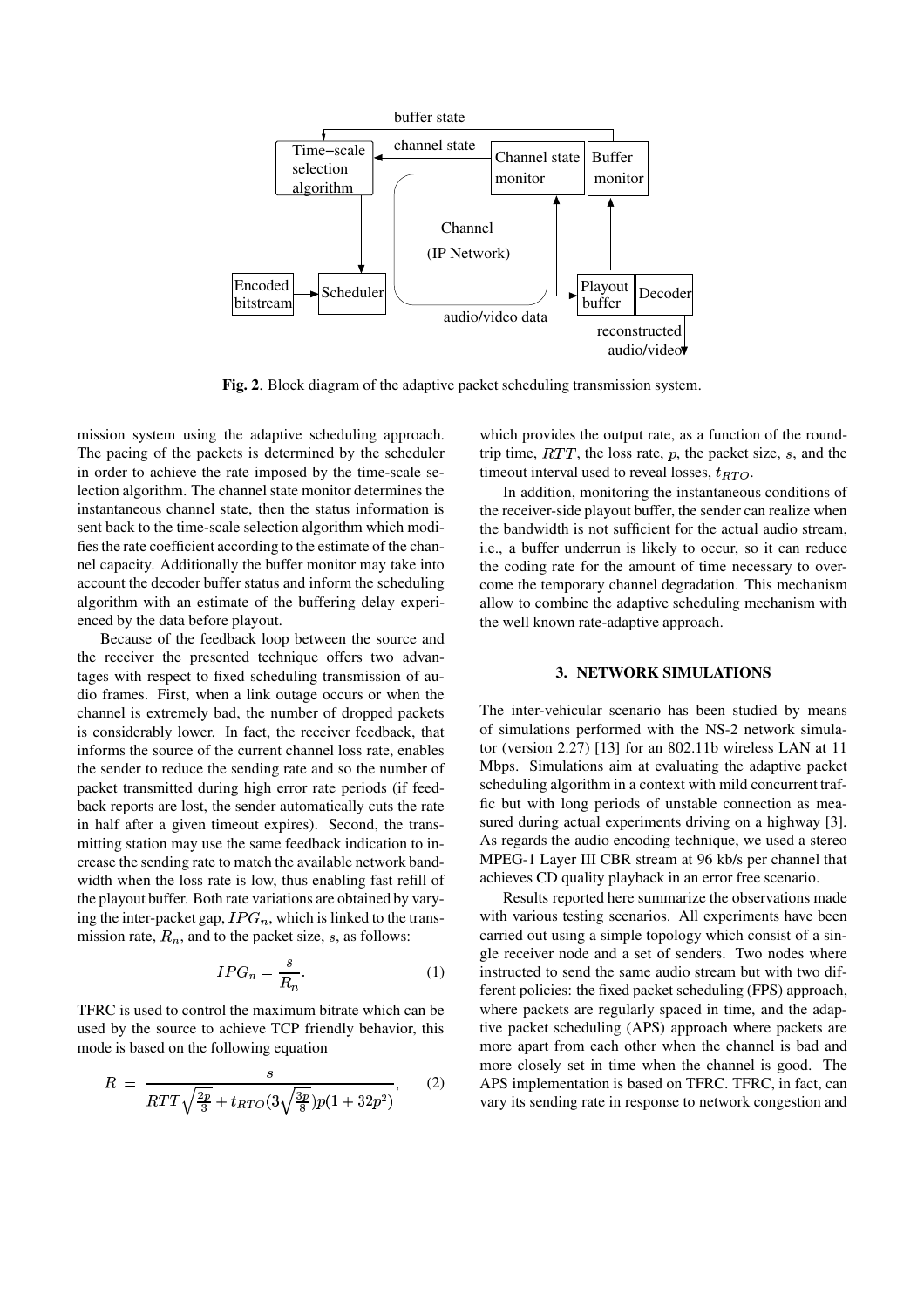**Fig. 2**. Block diagram of the adaptive packet scheduling transmission system.

mission system using the adaptive scheduling approach. The pacing of the packets is determined by the scheduler in order to achieve the rate imposed by the time-scale selection algorithm. The channel state monitor determines the instantaneous channel state, then the status information is sent back to the time-scale selection algorithm which modifies the rate coefficient according to the estimate of the channel capacity. Additionally the buffer monitor may take into account the decoder buffer status and inform the scheduling algorithm with an estimate of the buffering delay experienced by the data before playout.

Because of the feedback loop between the source and the receiver the presented technique offers two advantages with respect to fixed scheduling transmission of audio frames. First, when a link outage occurs or when the channel is extremely bad, the number of dropped packets is considerably lower. In fact, the receiver feedback, that informs the source of the current channel loss rate, enables the sender to reduce the sending rate and so the number of packet transmitted during high error rate periods (if feedback reports are lost, the sender automatically cuts the rate in half after a given timeout expires). Second, the transmitting station may use the same feedback indication to increase the sending rate to match the available network bandwidth when the loss rate is low, thus enabling fast refill of the playout buffer. Both rate variations are obtained by varying the inter-packet gap, $IPG_n$, which is linked to the transmission rate, $R_n$, and to the packet size, $s$, as follows:

$$IPG_n = \frac{s}{R_n}. \tag{1}$$

TFRC is used to control the maximum bitrate which can be used by the source to achieve TCP friendly behavior, this mode is based on the following equation

$$R = \frac{s}{RTT\sqrt{\frac{2p}{3}} + t_{RTO}(3\sqrt{\frac{3p}{8}})p(1+32p^2)}, \tag{2}$$

which provides the output rate, as a function of the round-trip time, $RTT$, the loss rate, $p$, the packet size, $s$, and the timeout interval used to reveal losses, $t_{RTO}$.

In addition, monitoring the instantaneous conditions of the receiver-side playout buffer, the sender can realize when the bandwidth is not sufficient for the actual audio stream, i.e., a buffer underrun is likely to occur, so it can reduce the coding rate for the amount of time necessary to overcome the temporary channel degradation. This mechanism allow to combine the adaptive scheduling mechanism with the well known rate-adaptive approach.

## 3. NETWORK SIMULATIONS

The inter-vehicular scenario has been studied by means of simulations performed with the NS-2 network simulator (version 2.27) [13] for an 802.11b wireless LAN at 11 Mbps. Simulations aim at evaluating the adaptive packet scheduling algorithm in a context with mild concurrent traffic but with long periods of unstable connection as measured during actual experiments driving on a highway [3]. As regards the audio encoding technique, we used a stereo MPEG-1 Layer III CBR stream at 96 kb/s per channel that achieves CD quality playback in an error free scenario.

Results reported here summarize the observations made with various testing scenarios. All experiments have been carried out using a simple topology which consist of a single receiver node and a set of senders. Two nodes where instructed to send the same audio stream but with two different policies: the fixed packet scheduling (FPS) approach, where packets are regularly spaced in time, and the adaptive packet scheduling (APS) approach where packets are more apart from each other when the channel is bad and more closely set in time when the channel is good. The APS implementation is based on TFRC. TFRC, in fact, can vary its sending rate in response to network congestion and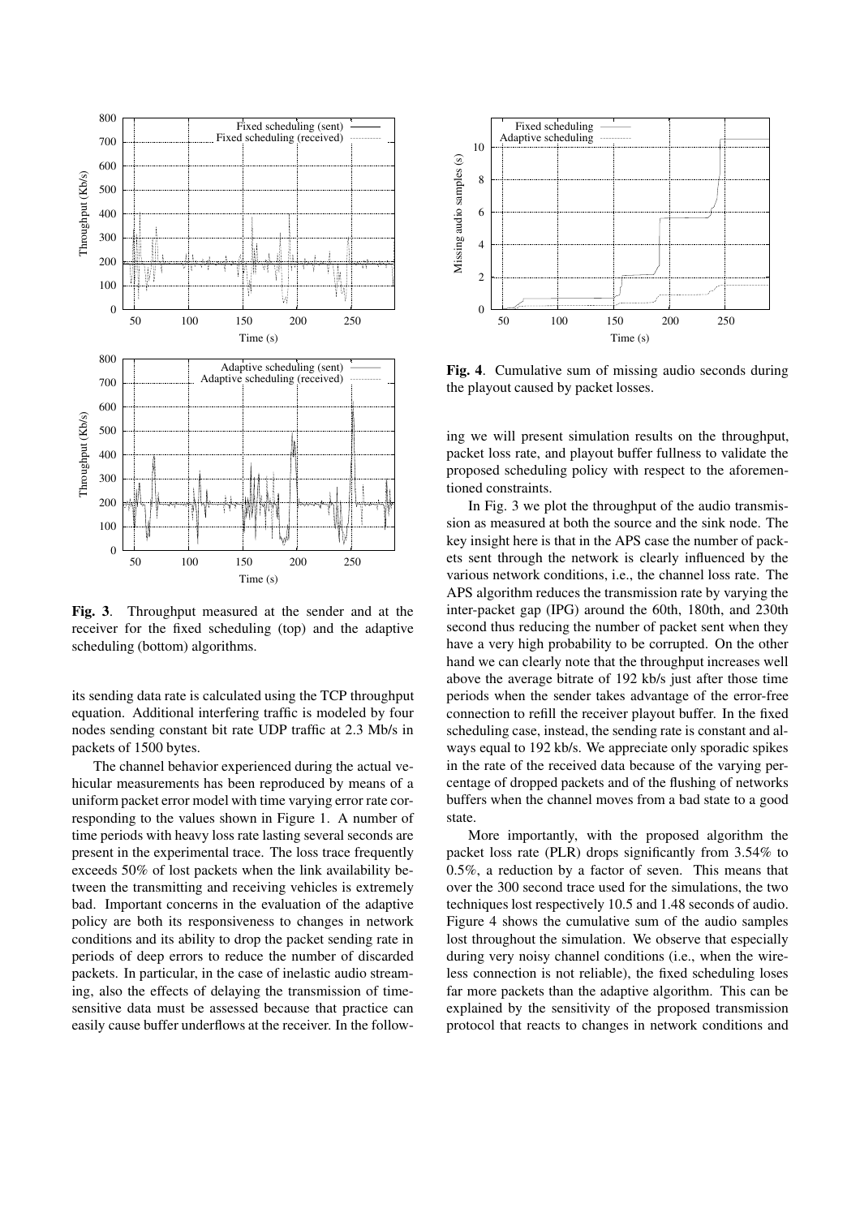**Fig. 3**. Throughput measured at the sender and at the receiver for the fixed scheduling (top) and the adaptive scheduling (bottom) algorithms.

its sending data rate is calculated using the TCP throughput equation. Additional interfering traffic is modeled by four nodes sending constant bit rate UDP traffic at 2.3 Mb/s in packets of 1500 bytes.

The channel behavior experienced during the actual vehicular measurements has been reproduced by means of a uniform packet error model with time varying error rate corresponding to the values shown in Figure 1. A number of time periods with heavy loss rate lasting several seconds are present in the experimental trace. The loss trace frequently exceeds 50% of lost packets when the link availability between the transmitting and receiving vehicles is extremely bad. Important concerns in the evaluation of the adaptive policy are both its responsiveness to changes in network conditions and its ability to drop the packet sending rate in periods of deep errors to reduce the number of discarded packets. In particular, in the case of inelastic audio streaming, also the effects of delaying the transmission of time-sensitive data must be assessed because that practice can easily cause buffer underflows at the receiver. In the following we will present simulation results on the throughput, packet loss rate, and playout buffer fullness to validate the proposed scheduling policy with respect to the aforementioned constraints.

**Fig. 4**. Cumulative sum of missing audio seconds during the playout caused by packet losses.

In Fig. 3 we plot the throughput of the audio transmission as measured at both the source and the sink node. The key insight here is that in the APS case the number of packets sent through the network is clearly influenced by the various network conditions, i.e., the channel loss rate. The APS algorithm reduces the transmission rate by varying the inter-packet gap (IPG) around the 60th, 180th, and 230th second thus reducing the number of packet sent when they have a very high probability to be corrupted. On the other hand we can clearly note that the throughput increases well above the average bitrate of 192 kb/s just after those time periods when the sender takes advantage of the error-free connection to refill the receiver playout buffer. In the fixed scheduling case, instead, the sending rate is constant and always equal to 192 kb/s. We appreciate only sporadic spikes in the rate of the received data because of the varying percentage of dropped packets and of the flushing of networks buffers when the channel moves from a bad state to a good state.

More importantly, with the proposed algorithm the packet loss rate (PLR) drops significantly from 3.54% to 0.5%, a reduction by a factor of seven. This means that over the 300 second trace used for the simulations, the two techniques lost respectively 10.5 and 1.48 seconds of audio. Figure 4 shows the cumulative sum of the audio samples lost throughout the simulation. We observe that especially during very noisy channel conditions (i.e., when the wireless connection is not reliable), the fixed scheduling loses far more packets than the adaptive algorithm. This can be explained by the sensitivity of the proposed transmission protocol that reacts to changes in network conditions and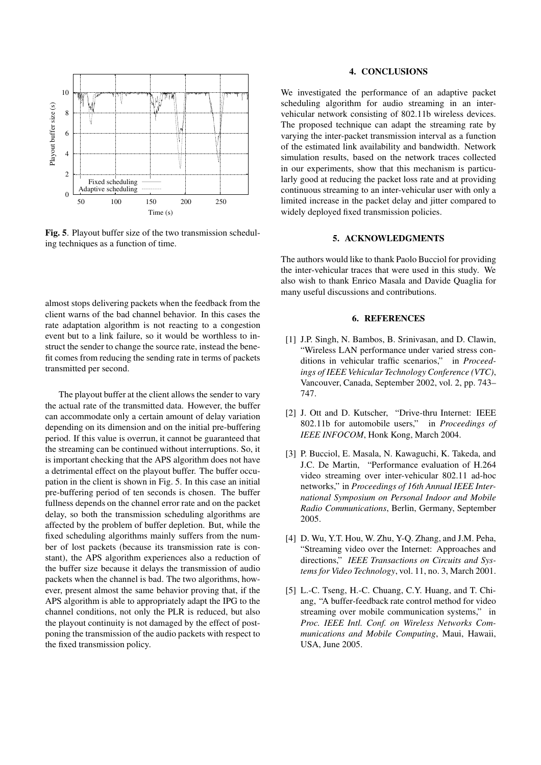**Fig. 5**. Playout buffer size of the two transmission scheduling techniques as a function of time.

almost stops delivering packets when the feedback from the client warns of the bad channel behavior. In this cases the rate adaptation algorithm is not reacting to a congestion event but to a link failure, so it would be worthless to instruct the sender to change the source rate, instead the benefit comes from reducing the sending rate in terms of packets transmitted per second.

The playout buffer at the client allows the sender to vary the actual rate of the transmitted data. However, the buffer can accommodate only a certain amount of delay variation depending on its dimension and on the initial pre-buffering period. If this value is overrun, it cannot be guaranteed that the streaming can be continued without interruptions. So, it is important checking that the APS algorithm does not have a detrimental effect on the playout buffer. The buffer occupation in the client is shown in Fig. 5. In this case an initial pre-buffering period of ten seconds is chosen. The buffer fullness depends on the channel error rate and on the packet delay, so both the transmission scheduling algorithms are affected by the problem of buffer depletion. But, while the fixed scheduling algorithms mainly suffers from the number of lost packets (because its transmission rate is constant), the APS algorithm experiences also a reduction of the buffer size because it delays the transmission of audio packets when the channel is bad. The two algorithms, however, present almost the same behavior proving that, if the APS algorithm is able to appropriately adapt the IPG to the channel conditions, not only the PLR is reduced, but also the playout continuity is not damaged by the effect of postponing the transmission of the audio packets with respect to the fixed transmission policy.

## 4. CONCLUSIONS

We investigated the performance of an adaptive packet scheduling algorithm for audio streaming in an inter-vehicular network consisting of 802.11b wireless devices. The proposed technique can adapt the streaming rate by varying the inter-packet transmission interval as a function of the estimated link availability and bandwidth. Network simulation results, based on the network traces collected in our experiments, show that this mechanism is particularly good at reducing the packet loss rate and at providing continuous streaming to an inter-vehicular user with only a limited increase in the packet delay and jitter compared to widely deployed fixed transmission policies.

## 5. ACKNOWLEDGMENTS

The authors would like to thank Paolo Bucciol for providing the inter-vehicular traces that were used in this study. We also wish to thank Enrico Masala and Davide Quaglia for many useful discussions and contributions.

## 6. REFERENCES

[1] J.P. Singh, N. Bambos, B. Srinivasan, and D. Clawin, "Wireless LAN performance under varied stress conditions in vehicular traffic scenarios," in *Proceedings of IEEE Vehicular Technology Conference (VTC)*, Vancouver, Canada, September 2002, vol. 2, pp. 743–747.

[2] J. Ott and D. Kutscher, "Drive-thru Internet: IEEE 802.11b for automobile users," in *Proceedings of IEEE INFOCOM*, Honk Kong, March 2004.

[3] P. Bucciol, E. Masala, N. Kawaguchi, K. Takeda, and J.C. De Martin, "Performance evaluation of H.264 video streaming over inter-vehicular 802.11 ad-hoc networks," in *Proceedings of 16th Annual IEEE International Symposium on Personal Indoor and Mobile Radio Communications*, Berlin, Germany, September 2005.

[4] D. Wu, Y.T. Hou, W. Zhu, Y-Q. Zhang, and J.M. Peha, "Streaming video over the Internet: Approaches and directions," *IEEE Transactions on Circuits and Systems for Video Technology*, vol. 11, no. 3, March 2001.

[5] L.-C. Tseng, H.-C. Chuang, C.Y. Huang, and T. Chiang, "A buffer-feedback rate control method for video streaming over mobile communication systems," in *Proc. IEEE Intl. Conf. on Wireless Networks Communications and Mobile Computing*, Maui, Hawaii, USA, June 2005.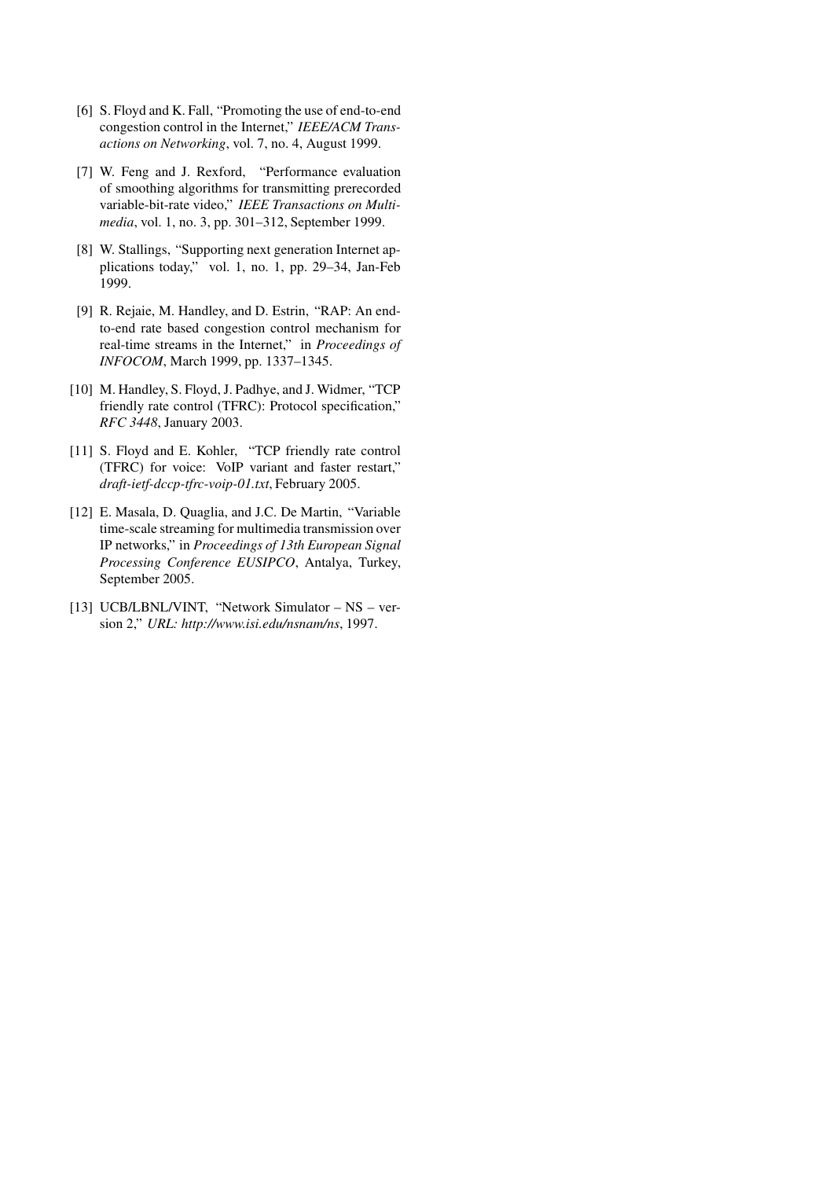[6] S. Floyd and K. Fall, "Promoting the use of end-to-end congestion control in the Internet," *IEEE/ACM Transactions on Networking*, vol. 7, no. 4, August 1999.

[7] W. Feng and J. Rexford, "Performance evaluation of smoothing algorithms for transmitting prerecorded variable-bit-rate video," *IEEE Transactions on Multimedia*, vol. 1, no. 3, pp. 301–312, September 1999.

[8] W. Stallings, "Supporting next generation Internet applications today," vol. 1, no. 1, pp. 29–34, Jan-Feb 1999.

[9] R. Rejaie, M. Handley, and D. Estrin, "RAP: An end-to-end rate based congestion control mechanism for real-time streams in the Internet," in *Proceedings of INFOCOM*, March 1999, pp. 1337–1345.

[10] M. Handley, S. Floyd, J. Padhye, and J. Widmer, "TCP friendly rate control (TFRC): Protocol specification," *RFC 3448*, January 2003.

[11] S. Floyd and E. Kohler, "TCP friendly rate control (TFRC) for voice: VoIP variant and faster restart," *draft-ietf-dccp-tfrc-voip-01.txt*, February 2005.

[12] E. Masala, D. Quaglia, and J.C. De Martin, "Variable time-scale streaming for multimedia transmission over IP networks," in *Proceedings of 13th European Signal Processing Conference EUSIPCO*, Antalya, Turkey, September 2005.

[13] UCB/LBNL/VINT, "Network Simulator – NS – version 2," *URL: http://www.isi.edu/nsnam/ns*, 1997.